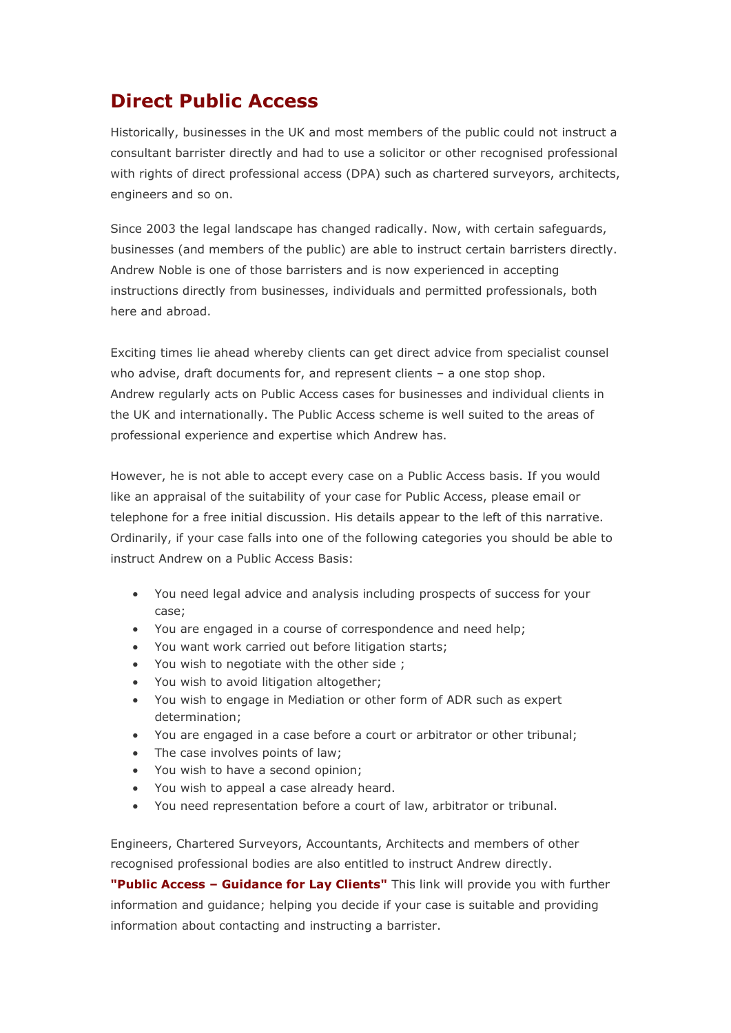# Direct Public Access

Historically, businesses in the UK and most members of the public could not instruct a consultant barrister directly and had to use a solicitor or other recognised professional with rights of direct professional access (DPA) such as chartered surveyors, architects, engineers and so on.

Since 2003 the legal landscape has changed radically. Now, with certain safeguards, businesses (and members of the public) are able to instruct certain barristers directly. Andrew Noble is one of those barristers and is now experienced in accepting instructions directly from businesses, individuals and permitted professionals, both here and abroad.

Exciting times lie ahead whereby clients can get direct advice from specialist counsel who advise, draft documents for, and represent clients – a one stop shop.
Andrew regularly acts on Public Access cases for businesses and individual clients in the UK and internationally. The Public Access scheme is well suited to the areas of professional experience and expertise which Andrew has.

However, he is not able to accept every case on a Public Access basis. If you would like an appraisal of the suitability of your case for Public Access, please email or telephone for a free initial discussion. His details appear to the left of this narrative. Ordinarily, if your case falls into one of the following categories you should be able to instruct Andrew on a Public Access Basis:

- You need legal advice and analysis including prospects of success for your case;
- You are engaged in a course of correspondence and need help;
- You want work carried out before litigation starts;
- You wish to negotiate with the other side ;
- You wish to avoid litigation altogether;
- You wish to engage in Mediation or other form of ADR such as expert determination;
- You are engaged in a case before a court or arbitrator or other tribunal;
- The case involves points of law;
- You wish to have a second opinion;
- You wish to appeal a case already heard.
- You need representation before a court of law, arbitrator or tribunal.

Engineers, Chartered Surveyors, Accountants, Architects and members of other recognised professional bodies are also entitled to instruct Andrew directly.
**"Public Access – Guidance for Lay Clients"** This link will provide you with further information and guidance; helping you decide if your case is suitable and providing information about contacting and instructing a barrister.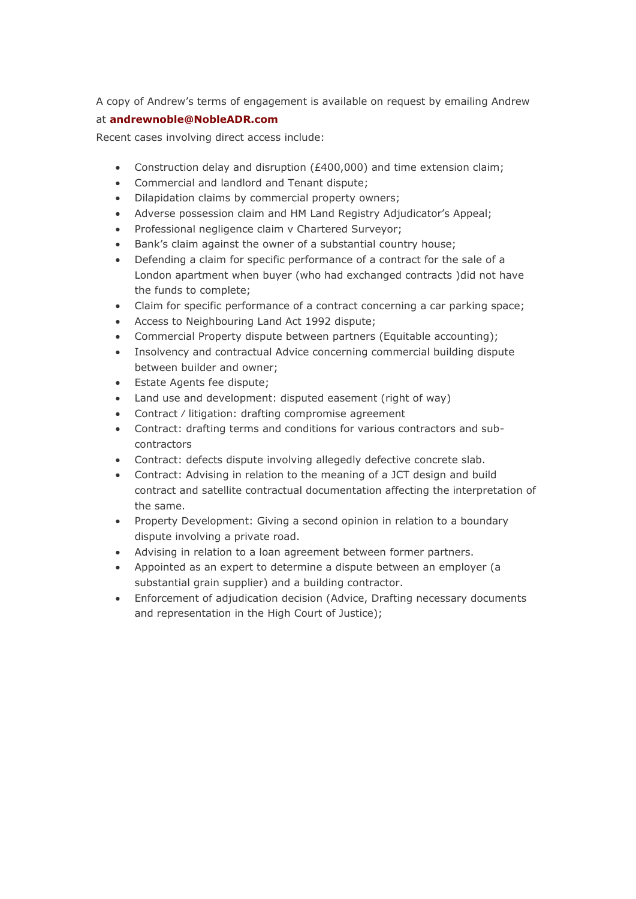A copy of Andrew's terms of engagement is available on request by emailing Andrew at **andrewnoble@NobleADR.com**

Recent cases involving direct access include:

- Construction delay and disruption (£400,000) and time extension claim;
- Commercial and landlord and Tenant dispute;
- Dilapidation claims by commercial property owners;
- Adverse possession claim and HM Land Registry Adjudicator's Appeal;
- Professional negligence claim v Chartered Surveyor;
- Bank's claim against the owner of a substantial country house;
- Defending a claim for specific performance of a contract for the sale of a London apartment when buyer (who had exchanged contracts )did not have the funds to complete;
- Claim for specific performance of a contract concerning a car parking space;
- Access to Neighbouring Land Act 1992 dispute;
- Commercial Property dispute between partners (Equitable accounting);
- Insolvency and contractual Advice concerning commercial building dispute between builder and owner;
- Estate Agents fee dispute;
- Land use and development: disputed easement (right of way)
- Contract / litigation: drafting compromise agreement
- Contract: drafting terms and conditions for various contractors and sub-contractors
- Contract: defects dispute involving allegedly defective concrete slab.
- Contract: Advising in relation to the meaning of a JCT design and build contract and satellite contractual documentation affecting the interpretation of the same.
- Property Development: Giving a second opinion in relation to a boundary dispute involving a private road.
- Advising in relation to a loan agreement between former partners.
- Appointed as an expert to determine a dispute between an employer (a substantial grain supplier) and a building contractor.
- Enforcement of adjudication decision (Advice, Drafting necessary documents and representation in the High Court of Justice);